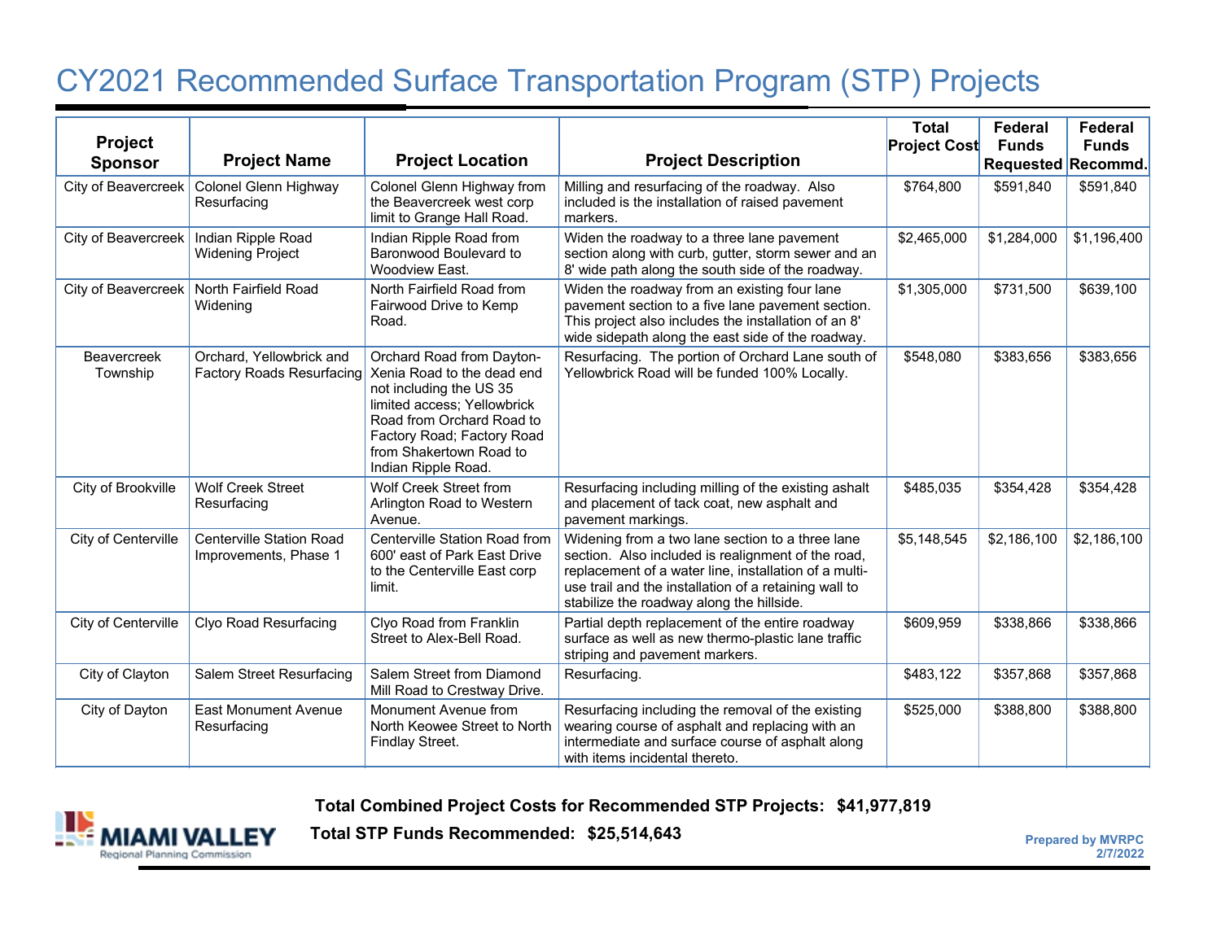# CY2021 Recommended Surface Transportation Program (STP) Projects

| Project Sponsor | Project Name | Project Location | Project Description | Total Project Cost | Federal Funds Requested | Federal Funds Recommd. |
|---|---|---|---|---|---|---|
| City of Beavercreek | Colonel Glenn Highway Resurfacing | Colonel Glenn Highway from the Beavercreek west corp limit to Grange Hall Road. | Milling and resurfacing of the roadway. Also included is the installation of raised pavement markers. | $764,800 | $591,840 | $591,840 |
| City of Beavercreek | Indian Ripple Road Widening Project | Indian Ripple Road from Baronwood Boulevard to Woodview East. | Widen the roadway to a three lane pavement section along with curb, gutter, storm sewer and an 8' wide path along the south side of the roadway. | $2,465,000 | $1,284,000 | $1,196,400 |
| City of Beavercreek | North Fairfield Road Widening | North Fairfield Road from Fairwood Drive to Kemp Road. | Widen the roadway from an existing four lane pavement section to a five lane pavement section. This project also includes the installation of an 8' wide sidepath along the east side of the roadway. | $1,305,000 | $731,500 | $639,100 |
| Beavercreek Township | Orchard, Yellowbrick and Factory Roads Resurfacing | Orchard Road from Dayton-Xenia Road to the dead end not including the US 35 limited access; Yellowbrick Road from Orchard Road to Factory Road; Factory Road from Shakertown Road to Indian Ripple Road. | Resurfacing. The portion of Orchard Lane south of Yellowbrick Road will be funded 100% Locally. | $548,080 | $383,656 | $383,656 |
| City of Brookville | Wolf Creek Street Resurfacing | Wolf Creek Street from Arlington Road to Western Avenue. | Resurfacing including milling of the existing ashalt and placement of tack coat, new asphalt and pavement markings. | $485,035 | $354,428 | $354,428 |
| City of Centerville | Centerville Station Road Improvements, Phase 1 | Centerville Station Road from 600' east of Park East Drive to the Centerville East corp limit. | Widening from a two lane section to a three lane section. Also included is realignment of the road, replacement of a water line, installation of a multi-use trail and the installation of a retaining wall to stabilize the roadway along the hillside. | $5,148,545 | $2,186,100 | $2,186,100 |
| City of Centerville | Clyo Road Resurfacing | Clyo Road from Franklin Street to Alex-Bell Road. | Partial depth replacement of the entire roadway surface as well as new thermo-plastic lane traffic striping and pavement markers. | $609,959 | $338,866 | $338,866 |
| City of Clayton | Salem Street Resurfacing | Salem Street from Diamond Mill Road to Crestway Drive. | Resurfacing. | $483,122 | $357,868 | $357,868 |
| City of Dayton | East Monument Avenue Resurfacing | Monument Avenue from North Keowee Street to North Findlay Street. | Resurfacing including the removal of the existing wearing course of asphalt and replacing with an intermediate and surface course of asphalt along with items incidental thereto. | $525,000 | $388,800 | $388,800 |

**Total Combined Project Costs for Recommended STP Projects: $41,977,819**

**Total STP Funds Recommended: $25,514,643**

MIAMI VALLEY Regional Planning Commission

Prepared by MVRPC
2/7/2022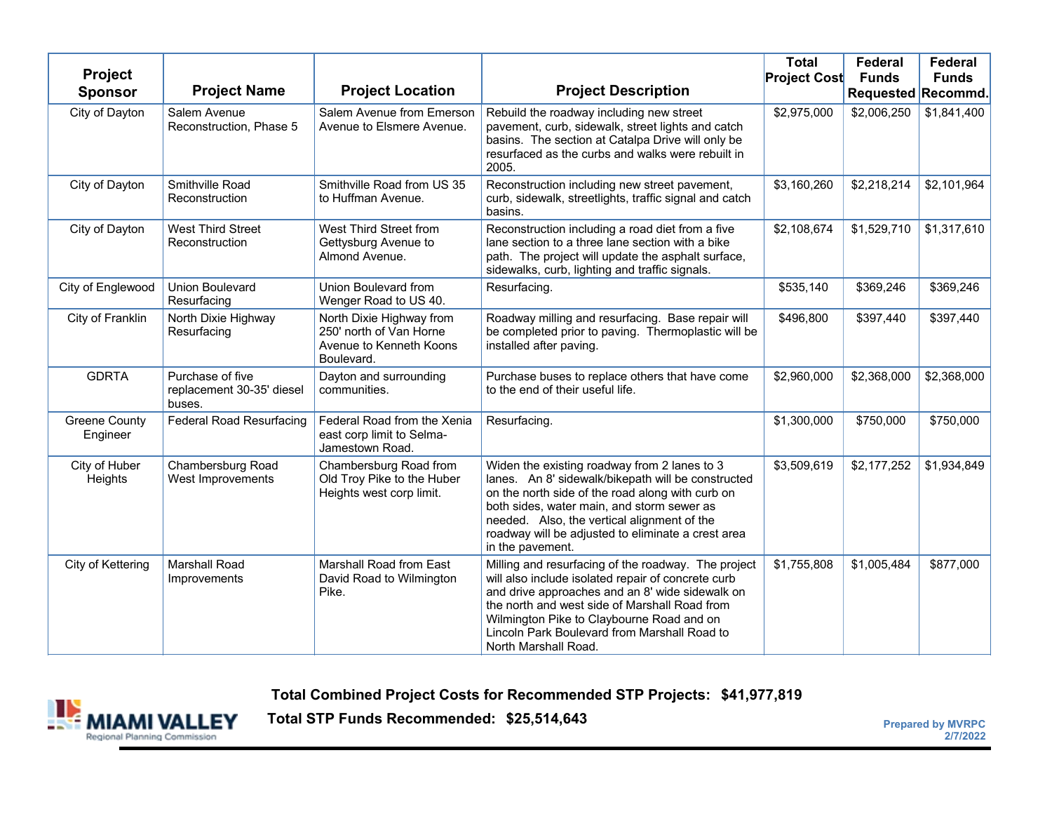| Project Sponsor | Project Name | Project Location | Project Description | Total Project Cost | Federal Funds Requested | Federal Funds Recommd. |
|---|---|---|---|---|---|---|
| City of Dayton | Salem Avenue Reconstruction, Phase 5 | Salem Avenue from Emerson Avenue to Elsmere Avenue. | Rebuild the roadway including new street pavement, curb, sidewalk, street lights and catch basins. The section at Catalpa Drive will only be resurfaced as the curbs and walks were rebuilt in 2005. | $2,975,000 | $2,006,250 | $1,841,400 |
| City of Dayton | Smithville Road Reconstruction | Smithville Road from US 35 to Huffman Avenue. | Reconstruction including new street pavement, curb, sidewalk, streetlights, traffic signal and catch basins. | $3,160,260 | $2,218,214 | $2,101,964 |
| City of Dayton | West Third Street Reconstruction | West Third Street from Gettysburg Avenue to Almond Avenue. | Reconstruction including a road diet from a five lane section to a three lane section with a bike path. The project will update the asphalt surface, sidewalks, curb, lighting and traffic signals. | $2,108,674 | $1,529,710 | $1,317,610 |
| City of Englewood | Union Boulevard Resurfacing | Union Boulevard from Wenger Road to US 40. | Resurfacing. | $535,140 | $369,246 | $369,246 |
| City of Franklin | North Dixie Highway Resurfacing | North Dixie Highway from 250' north of Van Horne Avenue to Kenneth Koons Boulevard. | Roadway milling and resurfacing. Base repair will be completed prior to paving. Thermoplastic will be installed after paving. | $496,800 | $397,440 | $397,440 |
| GDRTA | Purchase of five replacement 30-35' diesel buses. | Dayton and surrounding communities. | Purchase buses to replace others that have come to the end of their useful life. | $2,960,000 | $2,368,000 | $2,368,000 |
| Greene County Engineer | Federal Road Resurfacing | Federal Road from the Xenia east corp limit to Selma-Jamestown Road. | Resurfacing. | $1,300,000 | $750,000 | $750,000 |
| City of Huber Heights | Chambersburg Road West Improvements | Chambersburg Road from Old Troy Pike to the Huber Heights west corp limit. | Widen the existing roadway from 2 lanes to 3 lanes. An 8' sidewalk/bikepath will be constructed on the north side of the road along with curb on both sides, water main, and storm sewer as needed. Also, the vertical alignment of the roadway will be adjusted to eliminate a crest area in the pavement. | $3,509,619 | $2,177,252 | $1,934,849 |
| City of Kettering | Marshall Road Improvements | Marshall Road from East David Road to Wilmington Pike. | Milling and resurfacing of the roadway. The project will also include isolated repair of concrete curb and drive approaches and an 8' wide sidewalk on the north and west side of Marshall Road from Wilmington Pike to Claybourne Road and on Lincoln Park Boulevard from Marshall Road to North Marshall Road. | $1,755,808 | $1,005,484 | $877,000 |

**Total Combined Project Costs for Recommended STP Projects: $41,977,819**

**Total STP Funds Recommended: $25,514,643**

MIAMI VALLEY Regional Planning Commission

Prepared by MVRPC
2/7/2022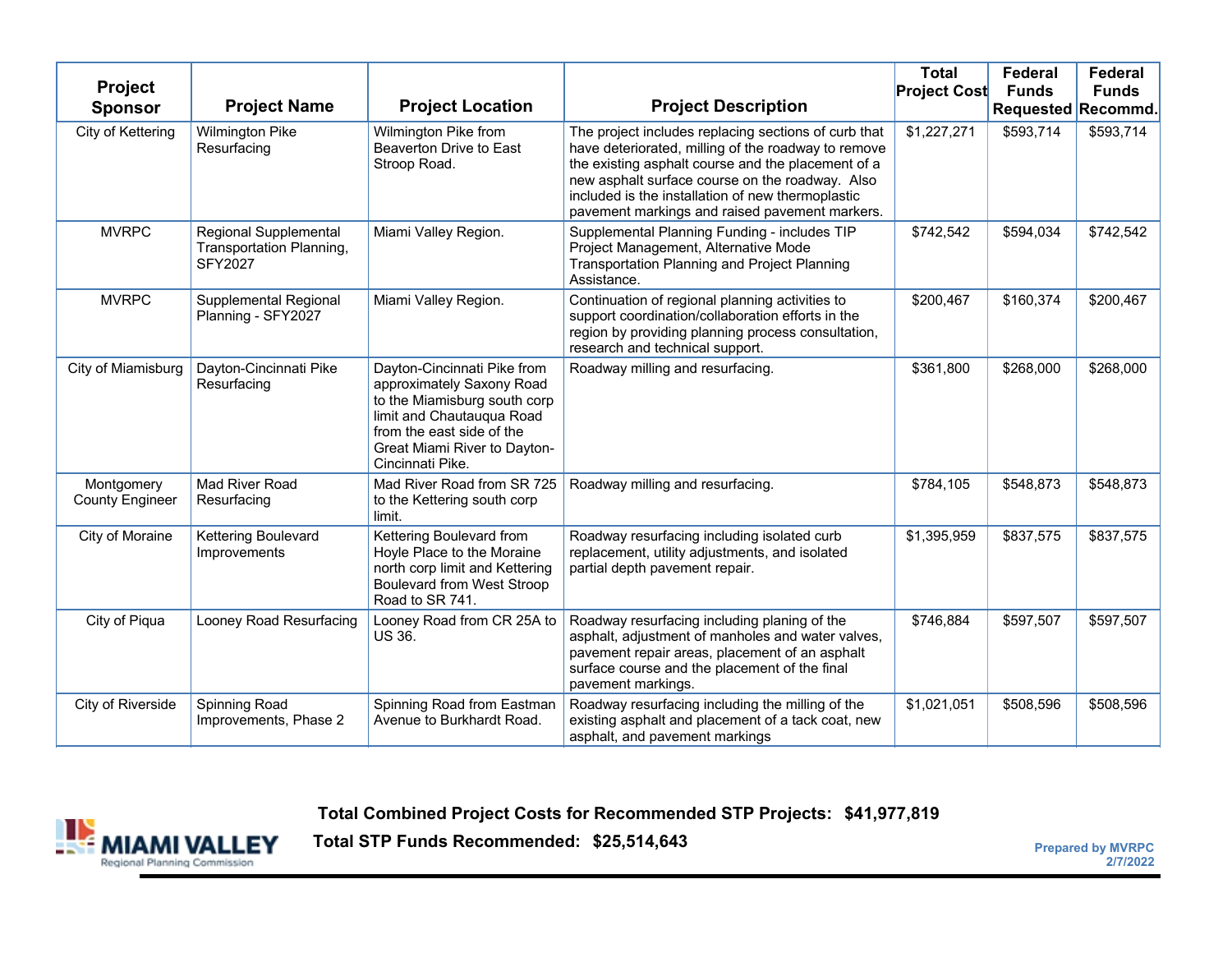| Project Sponsor | Project Name | Project Location | Project Description | Total Project Cost | Federal Funds Requested | Federal Funds Recommd. |
|---|---|---|---|---|---|---|
| City of Kettering | Wilmington Pike Resurfacing | Wilmington Pike from Beaverton Drive to East Stroop Road. | The project includes replacing sections of curb that have deteriorated, milling of the roadway to remove the existing asphalt course and the placement of a new asphalt surface course on the roadway. Also included is the installation of new thermoplastic pavement markings and raised pavement markers. | $1,227,271 | $593,714 | $593,714 |
| MVRPC | Regional Supplemental Transportation Planning, SFY2027 | Miami Valley Region. | Supplemental Planning Funding - includes TIP Project Management, Alternative Mode Transportation Planning and Project Planning Assistance. | $742,542 | $594,034 | $742,542 |
| MVRPC | Supplemental Regional Planning - SFY2027 | Miami Valley Region. | Continuation of regional planning activities to support coordination/collaboration efforts in the region by providing planning process consultation, research and technical support. | $200,467 | $160,374 | $200,467 |
| City of Miamisburg | Dayton-Cincinnati Pike Resurfacing | Dayton-Cincinnati Pike from approximately Saxony Road to the Miamisburg south corp limit and Chautauqua Road from the east side of the Great Miami River to Dayton-Cincinnati Pike. | Roadway milling and resurfacing. | $361,800 | $268,000 | $268,000 |
| Montgomery County Engineer | Mad River Road Resurfacing | Mad River Road from SR 725 to the Kettering south corp limit. | Roadway milling and resurfacing. | $784,105 | $548,873 | $548,873 |
| City of Moraine | Kettering Boulevard Improvements | Kettering Boulevard from Hoyle Place to the Moraine north corp limit and Kettering Boulevard from West Stroop Road to SR 741. | Roadway resurfacing including isolated curb replacement, utility adjustments, and isolated partial depth pavement repair. | $1,395,959 | $837,575 | $837,575 |
| City of Piqua | Looney Road Resurfacing | Looney Road from CR 25A to US 36. | Roadway resurfacing including planing of the asphalt, adjustment of manholes and water valves, pavement repair areas, placement of an asphalt surface course and the placement of the final pavement markings. | $746,884 | $597,507 | $597,507 |
| City of Riverside | Spinning Road Improvements, Phase 2 | Spinning Road from Eastman Avenue to Burkhardt Road. | Roadway resurfacing including the milling of the existing asphalt and placement of a tack coat, new asphalt, and pavement markings | $1,021,051 | $508,596 | $508,596 |

**Total Combined Project Costs for Recommended STP Projects: $41,977,819**

**Total STP Funds Recommended: $25,514,643**

MIAMI VALLEY Regional Planning Commission

Prepared by MVRPC
2/7/2022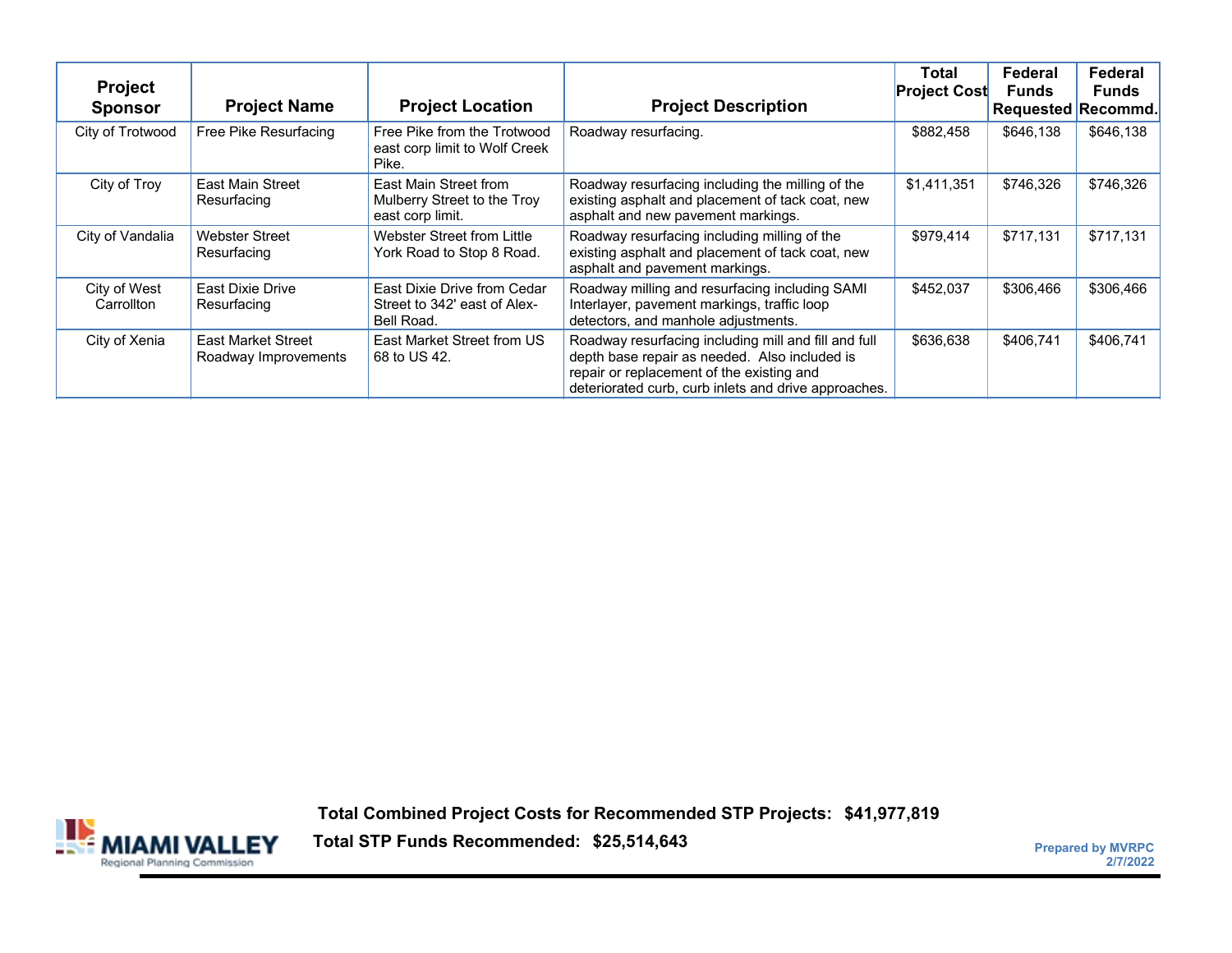| Project Sponsor | Project Name | Project Location | Project Description | Total Project Cost | Federal Funds Requested | Federal Funds Recommd. |
|---|---|---|---|---|---|---|
| City of Trotwood | Free Pike Resurfacing | Free Pike from the Trotwood east corp limit to Wolf Creek Pike. | Roadway resurfacing. | $882,458 | $646,138 | $646,138 |
| City of Troy | East Main Street Resurfacing | East Main Street from Mulberry Street to the Troy east corp limit. | Roadway resurfacing including the milling of the existing asphalt and placement of tack coat, new asphalt and new pavement markings. | $1,411,351 | $746,326 | $746,326 |
| City of Vandalia | Webster Street Resurfacing | Webster Street from Little York Road to Stop 8 Road. | Roadway resurfacing including milling of the existing asphalt and placement of tack coat, new asphalt and pavement markings. | $979,414 | $717,131 | $717,131 |
| City of West Carrollton | East Dixie Drive Resurfacing | East Dixie Drive from Cedar Street to 342' east of Alex-Bell Road. | Roadway milling and resurfacing including SAMI Interlayer, pavement markings, traffic loop detectors, and manhole adjustments. | $452,037 | $306,466 | $306,466 |
| City of Xenia | East Market Street Roadway Improvements | East Market Street from US 68 to US 42. | Roadway resurfacing including mill and fill and full depth base repair as needed. Also included is repair or replacement of the existing and deteriorated curb, curb inlets and drive approaches. | $636,638 | $406,741 | $406,741 |

**Total Combined Project Costs for Recommended STP Projects: $41,977,819**

**Total STP Funds Recommended: $25,514,643**

MIAMI VALLEY Regional Planning Commission

Prepared by MVRPC 2/7/2022